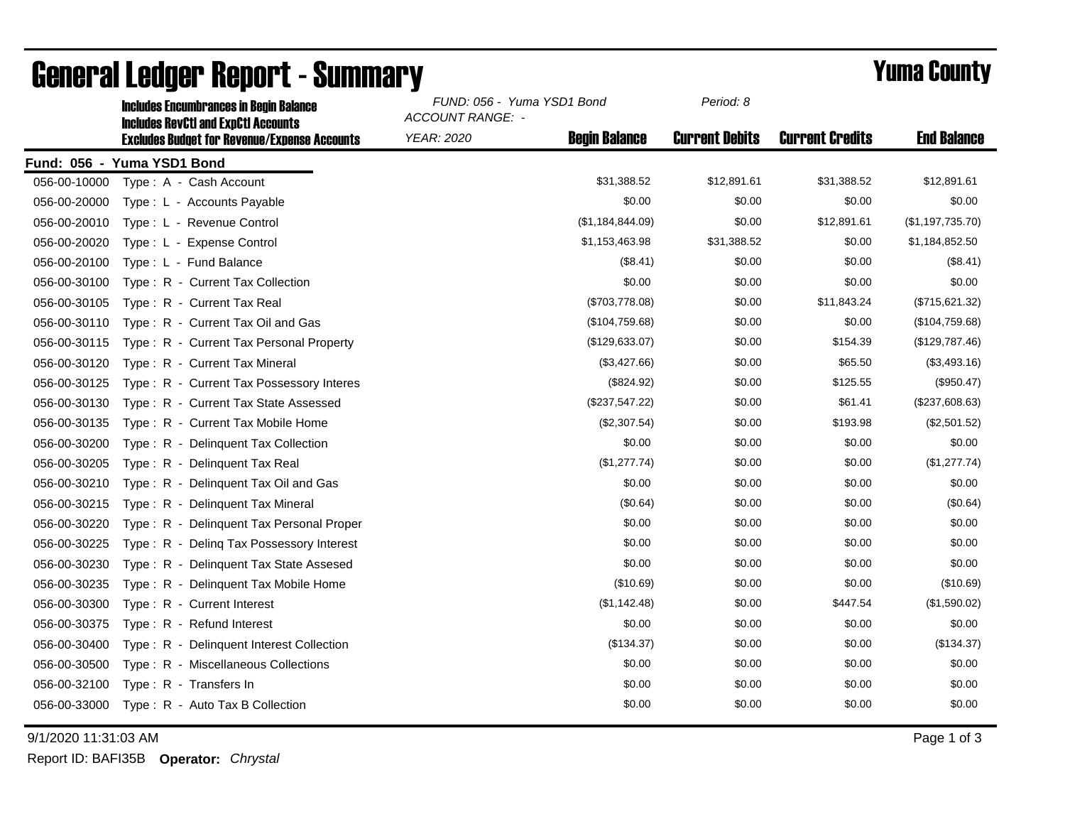# General Ledger Report - Summary

**Yuma County**

**Includes Encumbrances in Begin Balance**
**Includes RevCtl and ExpCtl Accounts**
**Excludes Budget for Revenue/Expense Accounts**

*FUND: 056 - Yuma YSD1 Bond*
*ACCOUNT RANGE: -*
*YEAR: 2020*
*Period: 8*

**Fund: 056 - Yuma YSD1 Bond**

| Account | Description | Begin Balance | Current Debits | Current Credits | End Balance |
|---|---|---|---|---|---|
| 056-00-10000 | Type : A - Cash Account | $31,388.52 | $12,891.61 | $31,388.52 | $12,891.61 |
| 056-00-20000 | Type : L - Accounts Payable | $0.00 | $0.00 | $0.00 | $0.00 |
| 056-00-20010 | Type : L - Revenue Control | ($1,184,844.09) | $0.00 | $12,891.61 | ($1,197,735.70) |
| 056-00-20020 | Type : L - Expense Control | $1,153,463.98 | $31,388.52 | $0.00 | $1,184,852.50 |
| 056-00-20100 | Type : L - Fund Balance | ($8.41) | $0.00 | $0.00 | ($8.41) |
| 056-00-30100 | Type : R - Current Tax Collection | $0.00 | $0.00 | $0.00 | $0.00 |
| 056-00-30105 | Type : R - Current Tax Real | ($703,778.08) | $0.00 | $11,843.24 | ($715,621.32) |
| 056-00-30110 | Type : R - Current Tax Oil and Gas | ($104,759.68) | $0.00 | $0.00 | ($104,759.68) |
| 056-00-30115 | Type : R - Current Tax Personal Property | ($129,633.07) | $0.00 | $154.39 | ($129,787.46) |
| 056-00-30120 | Type : R - Current Tax Mineral | ($3,427.66) | $0.00 | $65.50 | ($3,493.16) |
| 056-00-30125 | Type : R - Current Tax Possessory Interes | ($824.92) | $0.00 | $125.55 | ($950.47) |
| 056-00-30130 | Type : R - Current Tax State Assessed | ($237,547.22) | $0.00 | $61.41 | ($237,608.63) |
| 056-00-30135 | Type : R - Current Tax Mobile Home | ($2,307.54) | $0.00 | $193.98 | ($2,501.52) |
| 056-00-30200 | Type : R - Delinquent Tax Collection | $0.00 | $0.00 | $0.00 | $0.00 |
| 056-00-30205 | Type : R - Delinquent Tax Real | ($1,277.74) | $0.00 | $0.00 | ($1,277.74) |
| 056-00-30210 | Type : R - Delinquent Tax Oil and Gas | $0.00 | $0.00 | $0.00 | $0.00 |
| 056-00-30215 | Type : R - Delinquent Tax Mineral | ($0.64) | $0.00 | $0.00 | ($0.64) |
| 056-00-30220 | Type : R - Delinquent Tax Personal Proper | $0.00 | $0.00 | $0.00 | $0.00 |
| 056-00-30225 | Type : R - Delinq Tax Possessory Interest | $0.00 | $0.00 | $0.00 | $0.00 |
| 056-00-30230 | Type : R - Delinquent Tax State Assesed | $0.00 | $0.00 | $0.00 | $0.00 |
| 056-00-30235 | Type : R - Delinquent Tax Mobile Home | ($10.69) | $0.00 | $0.00 | ($10.69) |
| 056-00-30300 | Type : R - Current Interest | ($1,142.48) | $0.00 | $447.54 | ($1,590.02) |
| 056-00-30375 | Type : R - Refund Interest | $0.00 | $0.00 | $0.00 | $0.00 |
| 056-00-30400 | Type : R - Delinquent Interest Collection | ($134.37) | $0.00 | $0.00 | ($134.37) |
| 056-00-30500 | Type : R - Miscellaneous Collections | $0.00 | $0.00 | $0.00 | $0.00 |
| 056-00-32100 | Type : R - Transfers In | $0.00 | $0.00 | $0.00 | $0.00 |
| 056-00-33000 | Type : R - Auto Tax B Collection | $0.00 | $0.00 | $0.00 | $0.00 |

9/1/2020 11:31:03 AM

Report ID: BAFI35B **Operator:** *Chrystal*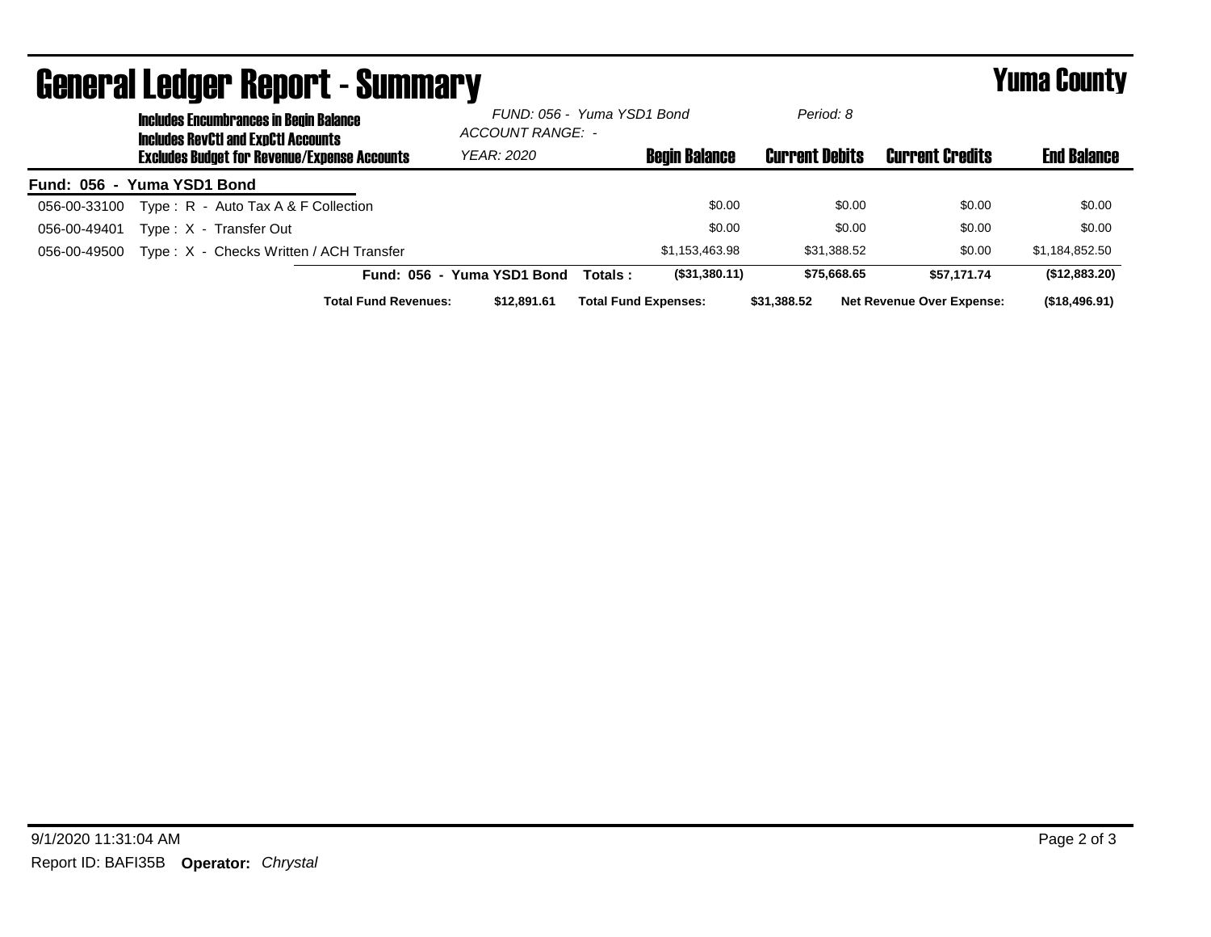# General Ledger Report - Summary

**Yuma County**

Includes Encumbrances in Begin Balance
Includes RevCtl and ExpCtl Accounts
Excludes Budget for Revenue/Expense Accounts

*FUND: 056 - Yuma YSD1 Bond*
*ACCOUNT RANGE: -*
*YEAR: 2020*
*Period: 8*

| Account | Description | Begin Balance | Current Debits | Current Credits | End Balance |
|---|---|---|---|---|---|
| **Fund: 056 - Yuma YSD1 Bond** | | | | | |
| 056-00-33100 | Type : R - Auto Tax A & F Collection | $0.00 | $0.00 | $0.00 | $0.00 |
| 056-00-49401 | Type : X - Transfer Out | $0.00 | $0.00 | $0.00 | $0.00 |
| 056-00-49500 | Type : X - Checks Written / ACH Transfer | $1,153,463.98 | $31,388.52 | $0.00 | $1,184,852.50 |
| | **Fund: 056 - Yuma YSD1 Bond Totals :** | **($31,380.11)** | **$75,668.65** | **$57,171.74** | **($12,883.20)** |

**Total Fund Revenues:** $12,891.61 **Total Fund Expenses:** $31,388.52 **Net Revenue Over Expense:** ($18,496.91)

9/1/2020 11:31:04 AM

Report ID: BAFI35B **Operator:** *Chrystal*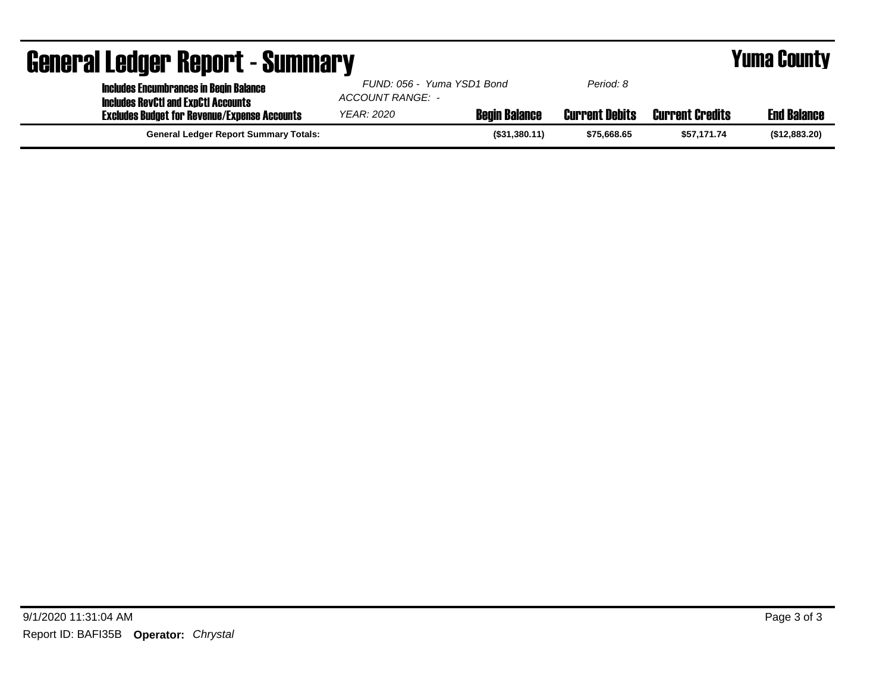# General Ledger Report - Summary

**Yuma County**

**Includes Encumbrances in Begin Balance**
**Includes RevCtl and ExpCtl Accounts**
**Excludes Budget for Revenue/Expense Accounts**

*FUND: 056 - Yuma YSD1 Bond*
*ACCOUNT RANGE: -*
*YEAR: 2020*
*Period: 8*

| | Begin Balance | Current Debits | Current Credits | End Balance |
|---|---|---|---|---|
| **General Ledger Report Summary Totals:** | **($31,380.11)** | **$75,668.65** | **$57,171.74** | **($12,883.20)** |

9/1/2020 11:31:04 AM

Report ID: BAFI35B **Operator:** *Chrystal*